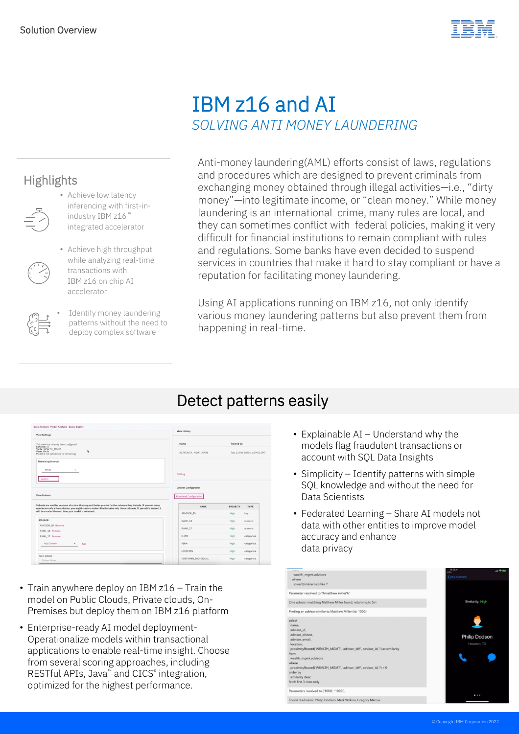Solution Overview

# IBM z16 and AI

*SOLVING ANTI MONEY LAUNDERING*

## Highlights

- Achieve low latency inferencing with first-in-industry IBM z16™ integrated accelerator
- Achieve high throughput while analyzing real-time transactions with IBM z16 on chip AI accelerator
- Identify money laundering patterns without the need to deploy complex software

Anti-money laundering(AML) efforts consist of laws, regulations and procedures which are designed to prevent criminals from exchanging money obtained through illegal activities—i.e., "dirty money"—into legitimate income, or "clean money." While money laundering is an international crime, many rules are local, and they can sometimes conflict with federal policies, making it very difficult for financial institutions to remain compliant with rules and regulations. Some banks have even decided to suspend services in countries that make it hard to stay compliant or have a reputation for facilitating money laundering.

Using AI applications running on IBM z16, not only identify various money laundering patterns but also prevent them from happening in real-time.

## Detect patterns easily

- Explainable AI – Understand why the models flag fraudulent transactions or account with SQL Data Insights
- Simplicity – Identify patterns with simple SQL knowledge and without the need for Data Scientists
- Federated Learning – Share AI models not data with other entities to improve model accuracy and enhance data privacy

- Train anywhere deploy on IBM z16 – Train the model on Public Clouds, Private clouds, On-Premises but deploy them on IBM z16 platform
- Enterprise-ready AI model deployment- Operationalize models within transactional applications to enable real-time insight. Choose from several scoring approaches, including RESTful APIs, Java™ and CICS® integration, optimized for the highest performance.

© Copyright IBM Corporation 2022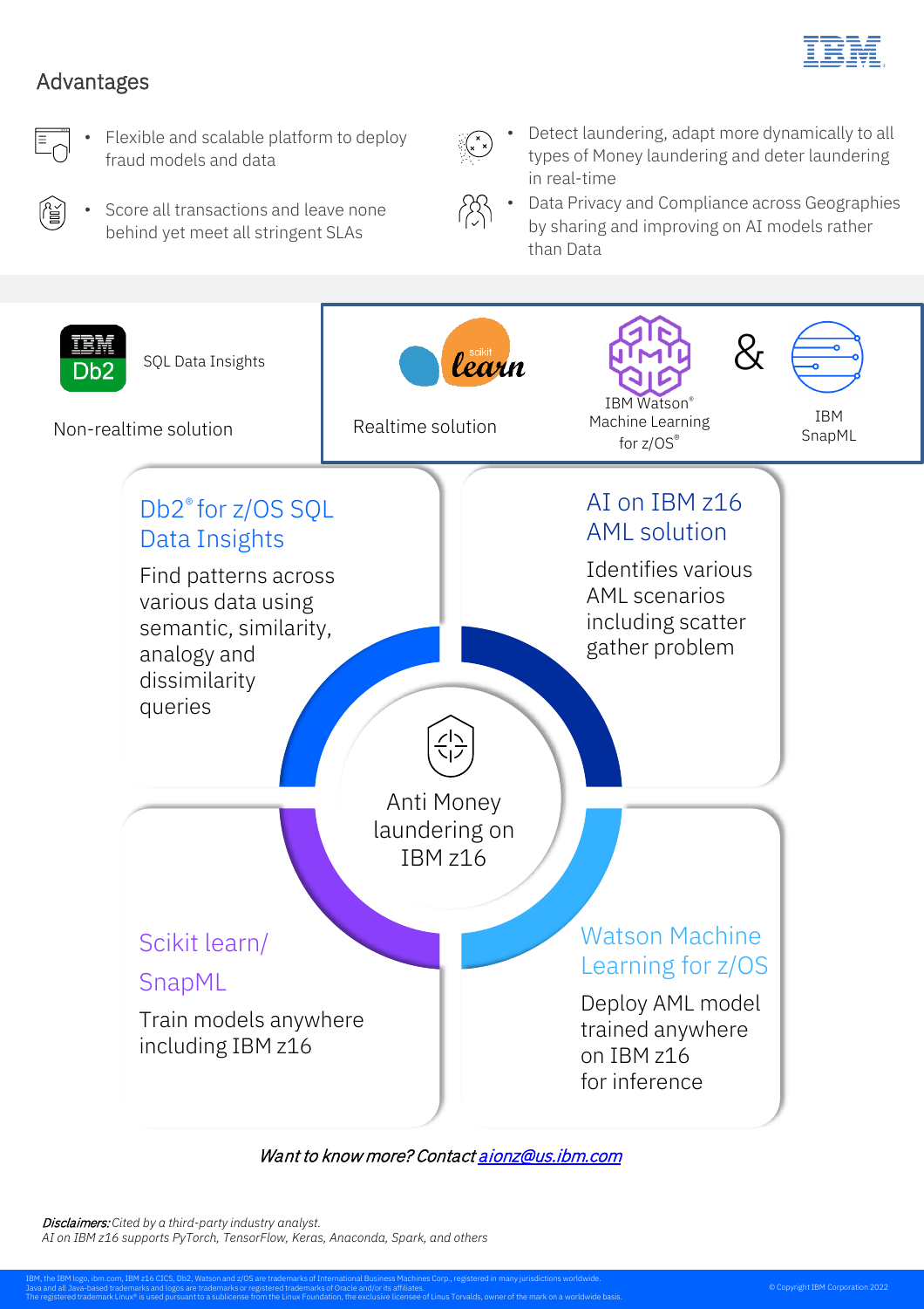## Advantages

- Flexible and scalable platform to deploy fraud models and data
- Score all transactions and leave none behind yet meet all stringent SLAs
- Detect laundering, adapt more dynamically to all types of Money laundering and deter laundering in real-time
- Data Privacy and Compliance across Geographies by sharing and improving on AI models rather than Data

Db2 SQL Data Insights

Non-realtime solution

scikit learn

Realtime solution

IBM Watson® Machine Learning for z/OS® & IBM SnapML

### Db2® for z/OS SQL Data Insights

Find patterns across various data using semantic, similarity, analogy and dissimilarity queries

### AI on IBM z16 AML solution

Identifies various AML scenarios including scatter gather problem

Anti Money laundering on IBM z16

### Scikit learn/ SnapML

Train models anywhere including IBM z16

### Watson Machine Learning for z/OS

Deploy AML model trained anywhere on IBM z16 for inference

*Want to know more? Contact aionz@us.ibm.com*

***Disclaimers:*** *Cited by a third-party industry analyst.*
*AI on IBM z16 supports PyTorch, TensorFlow, Keras, Anaconda, Spark, and others*

IBM, the IBM logo, ibm.com, IBM z16 CICS, Db2, Watson and z/OS are trademarks of International Business Machines Corp., registered in many jurisdictions worldwide.
Java and all Java-based trademarks and logos are trademarks or registered trademarks of Oracle and/or its affiliates.
The registered trademark Linux® is used pursuant to a sublicense from the Linux Foundation, the exclusive licensee of Linus Torvalds, owner of the mark on a worldwide basis.

© Copyright IBM Corporation 2022